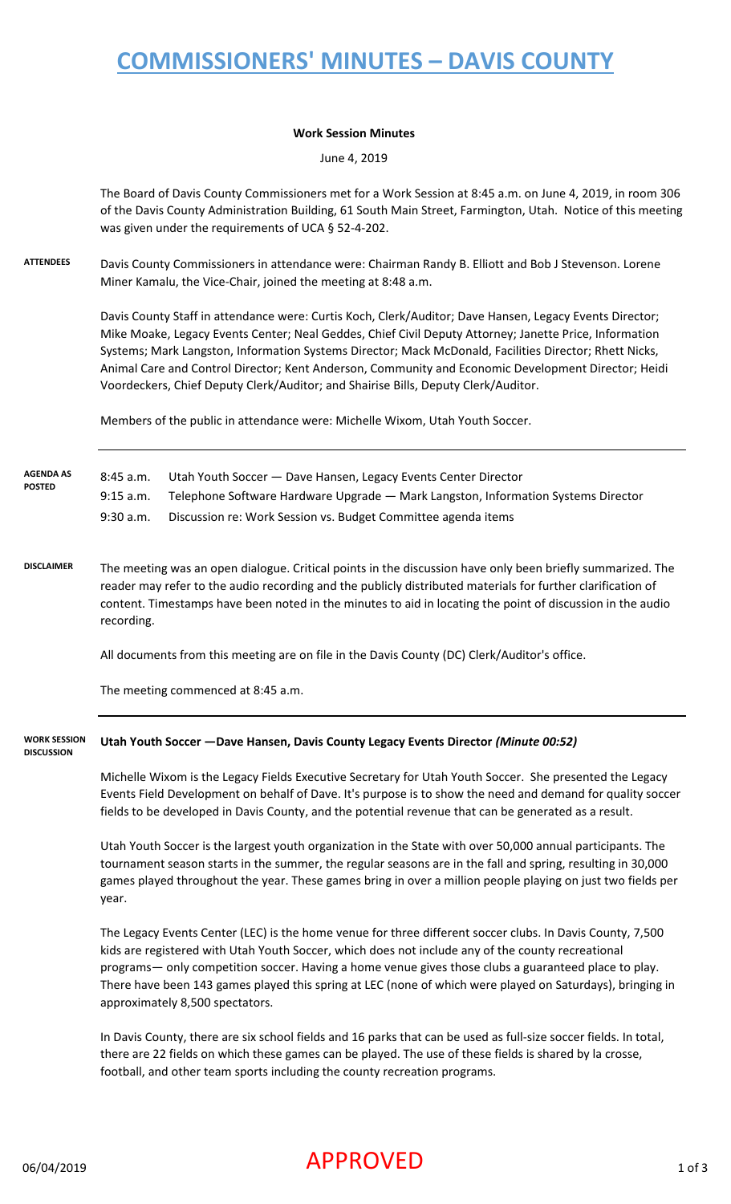# COMMISSIONERS' MINUTES – DAVIS COUNTY

**Work Session Minutes**

June 4, 2019

The Board of Davis County Commissioners met for a Work Session at 8:45 a.m. on June 4, 2019, in room 306 of the Davis County Administration Building, 61 South Main Street, Farmington, Utah. Notice of this meeting was given under the requirements of UCA § 52-4-202.

**ATTENDEES**

Davis County Commissioners in attendance were: Chairman Randy B. Elliott and Bob J Stevenson. Lorene Miner Kamalu, the Vice-Chair, joined the meeting at 8:48 a.m.

Davis County Staff in attendance were: Curtis Koch, Clerk/Auditor; Dave Hansen, Legacy Events Director; Mike Moake, Legacy Events Center; Neal Geddes, Chief Civil Deputy Attorney; Janette Price, Information Systems; Mark Langston, Information Systems Director; Mack McDonald, Facilities Director; Rhett Nicks, Animal Care and Control Director; Kent Anderson, Community and Economic Development Director; Heidi Voordeckers, Chief Deputy Clerk/Auditor; and Shairise Bills, Deputy Clerk/Auditor.

Members of the public in attendance were: Michelle Wixom, Utah Youth Soccer.

**AGENDA AS POSTED**

| | |
|---|---|
| 8:45 a.m. | Utah Youth Soccer — Dave Hansen, Legacy Events Center Director |
| 9:15 a.m. | Telephone Software Hardware Upgrade — Mark Langston, Information Systems Director |
| 9:30 a.m. | Discussion re: Work Session vs. Budget Committee agenda items |

**DISCLAIMER**

The meeting was an open dialogue. Critical points in the discussion have only been briefly summarized. The reader may refer to the audio recording and the publicly distributed materials for further clarification of content. Timestamps have been noted in the minutes to aid in locating the point of discussion in the audio recording.

All documents from this meeting are on file in the Davis County (DC) Clerk/Auditor's office.

The meeting commenced at 8:45 a.m.

**WORK SESSION DISCUSSION**

**Utah Youth Soccer —Dave Hansen, Davis County Legacy Events Director** ***(Minute 00:52)***

Michelle Wixom is the Legacy Fields Executive Secretary for Utah Youth Soccer. She presented the Legacy Events Field Development on behalf of Dave. It's purpose is to show the need and demand for quality soccer fields to be developed in Davis County, and the potential revenue that can be generated as a result.

Utah Youth Soccer is the largest youth organization in the State with over 50,000 annual participants. The tournament season starts in the summer, the regular seasons are in the fall and spring, resulting in 30,000 games played throughout the year. These games bring in over a million people playing on just two fields per year.

The Legacy Events Center (LEC) is the home venue for three different soccer clubs. In Davis County, 7,500 kids are registered with Utah Youth Soccer, which does not include any of the county recreational programs— only competition soccer. Having a home venue gives those clubs a guaranteed place to play. There have been 143 games played this spring at LEC (none of which were played on Saturdays), bringing in approximately 8,500 spectators.

In Davis County, there are six school fields and 16 parks that can be used as full-size soccer fields. In total, there are 22 fields on which these games can be played. The use of these fields is shared by la crosse, football, and other team sports including the county recreation programs.

06/04/2019 APPROVED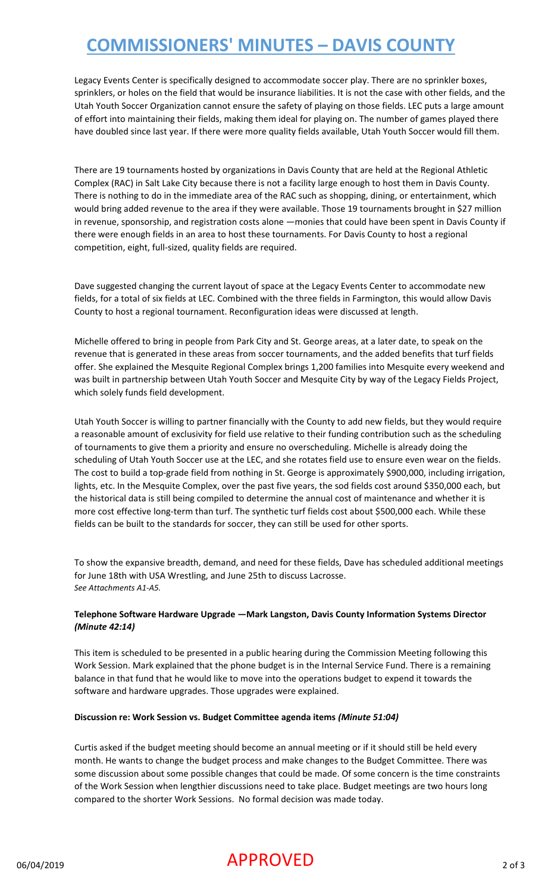Legacy Events Center is specifically designed to accommodate soccer play. There are no sprinkler boxes, sprinklers, or holes on the field that would be insurance liabilities. It is not the case with other fields, and the Utah Youth Soccer Organization cannot ensure the safety of playing on those fields. LEC puts a large amount of effort into maintaining their fields, making them ideal for playing on. The number of games played there have doubled since last year. If there were more quality fields available, Utah Youth Soccer would fill them.

There are 19 tournaments hosted by organizations in Davis County that are held at the Regional Athletic Complex (RAC) in Salt Lake City because there is not a facility large enough to host them in Davis County. There is nothing to do in the immediate area of the RAC such as shopping, dining, or entertainment, which would bring added revenue to the area if they were available. Those 19 tournaments brought in $27 million in revenue, sponsorship, and registration costs alone —monies that could have been spent in Davis County if there were enough fields in an area to host these tournaments. For Davis County to host a regional competition, eight, full-sized, quality fields are required.

Dave suggested changing the current layout of space at the Legacy Events Center to accommodate new fields, for a total of six fields at LEC. Combined with the three fields in Farmington, this would allow Davis County to host a regional tournament. Reconfiguration ideas were discussed at length.

Michelle offered to bring in people from Park City and St. George areas, at a later date, to speak on the revenue that is generated in these areas from soccer tournaments, and the added benefits that turf fields offer. She explained the Mesquite Regional Complex brings 1,200 families into Mesquite every weekend and was built in partnership between Utah Youth Soccer and Mesquite City by way of the Legacy Fields Project, which solely funds field development.

Utah Youth Soccer is willing to partner financially with the County to add new fields, but they would require a reasonable amount of exclusivity for field use relative to their funding contribution such as the scheduling of tournaments to give them a priority and ensure no overscheduling. Michelle is already doing the scheduling of Utah Youth Soccer use at the LEC, and she rotates field use to ensure even wear on the fields. The cost to build a top-grade field from nothing in St. George is approximately $900,000, including irrigation, lights, etc. In the Mesquite Complex, over the past five years, the sod fields cost around $350,000 each, but the historical data is still being compiled to determine the annual cost of maintenance and whether it is more cost effective long-term than turf. The synthetic turf fields cost about $500,000 each. While these fields can be built to the standards for soccer, they can still be used for other sports.

To show the expansive breadth, demand, and need for these fields, Dave has scheduled additional meetings for June 18th with USA Wrestling, and June 25th to discuss Lacrosse.
*See Attachments A1-A5.*

**Telephone Software Hardware Upgrade —Mark Langston, Davis County Information Systems Director *(Minute 42:14)***

This item is scheduled to be presented in a public hearing during the Commission Meeting following this Work Session. Mark explained that the phone budget is in the Internal Service Fund. There is a remaining balance in that fund that he would like to move into the operations budget to expend it towards the software and hardware upgrades. Those upgrades were explained.

**Discussion re: Work Session vs. Budget Committee agenda items *(Minute 51:04)***

Curtis asked if the budget meeting should become an annual meeting or if it should still be held every month. He wants to change the budget process and make changes to the Budget Committee. There was some discussion about some possible changes that could be made. Of some concern is the time constraints of the Work Session when lengthier discussions need to take place. Budget meetings are two hours long compared to the shorter Work Sessions. No formal decision was made today.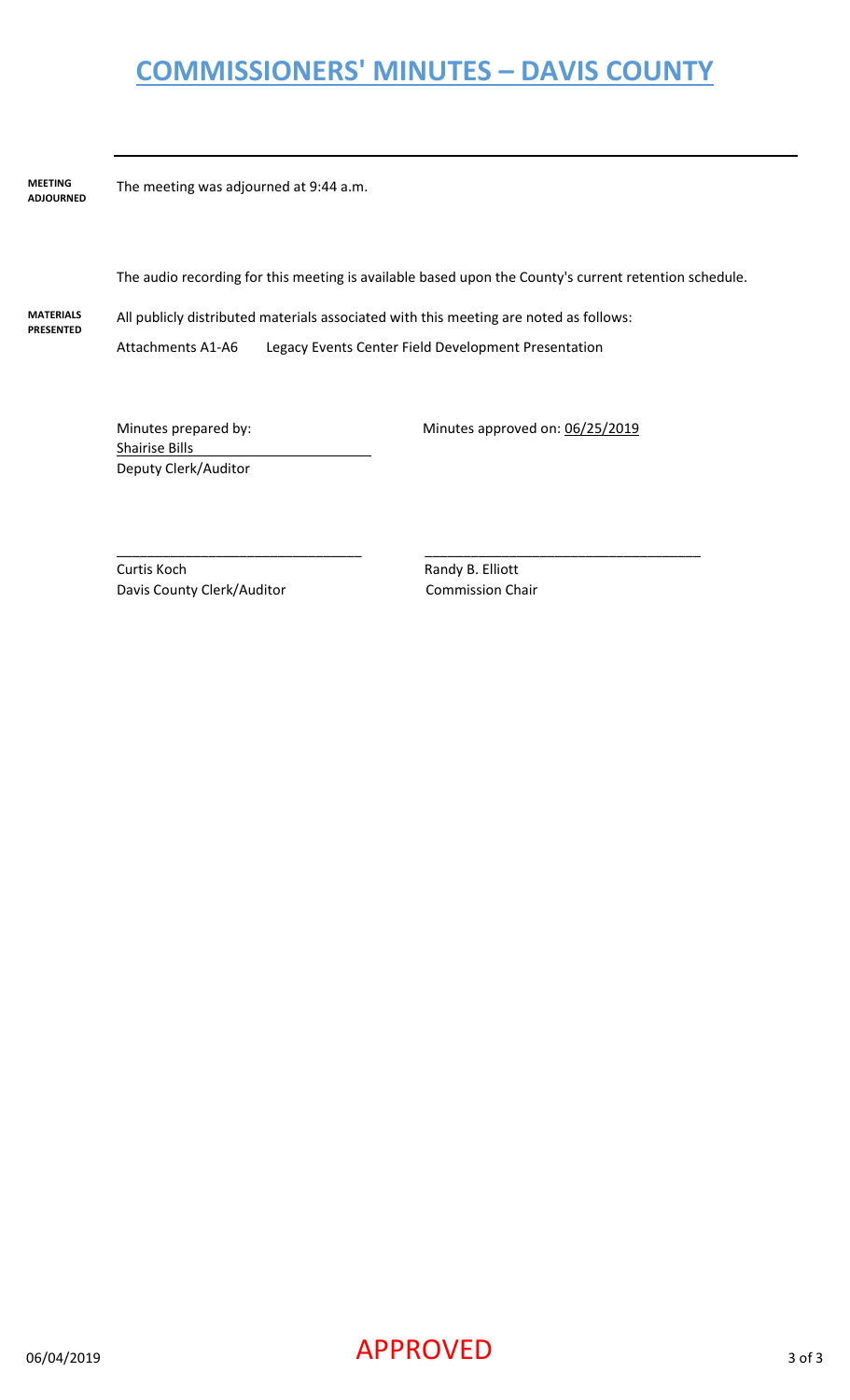# COMMISSIONERS' MINUTES – DAVIS COUNTY

**MEETING ADJOURNED**

The meeting was adjourned at 9:44 a.m.

The audio recording for this meeting is available based upon the County's current retention schedule.

**MATERIALS PRESENTED**

All publicly distributed materials associated with this meeting are noted as follows:

Attachments A1-A6 Legacy Events Center Field Development Presentation

Minutes prepared by:
Shairise Bills
Deputy Clerk/Auditor

Minutes approved on: 06/25/2019

_______________________________
Curtis Koch
Davis County Clerk/Auditor

_______________________________
Randy B. Elliott
Commission Chair

APPROVED